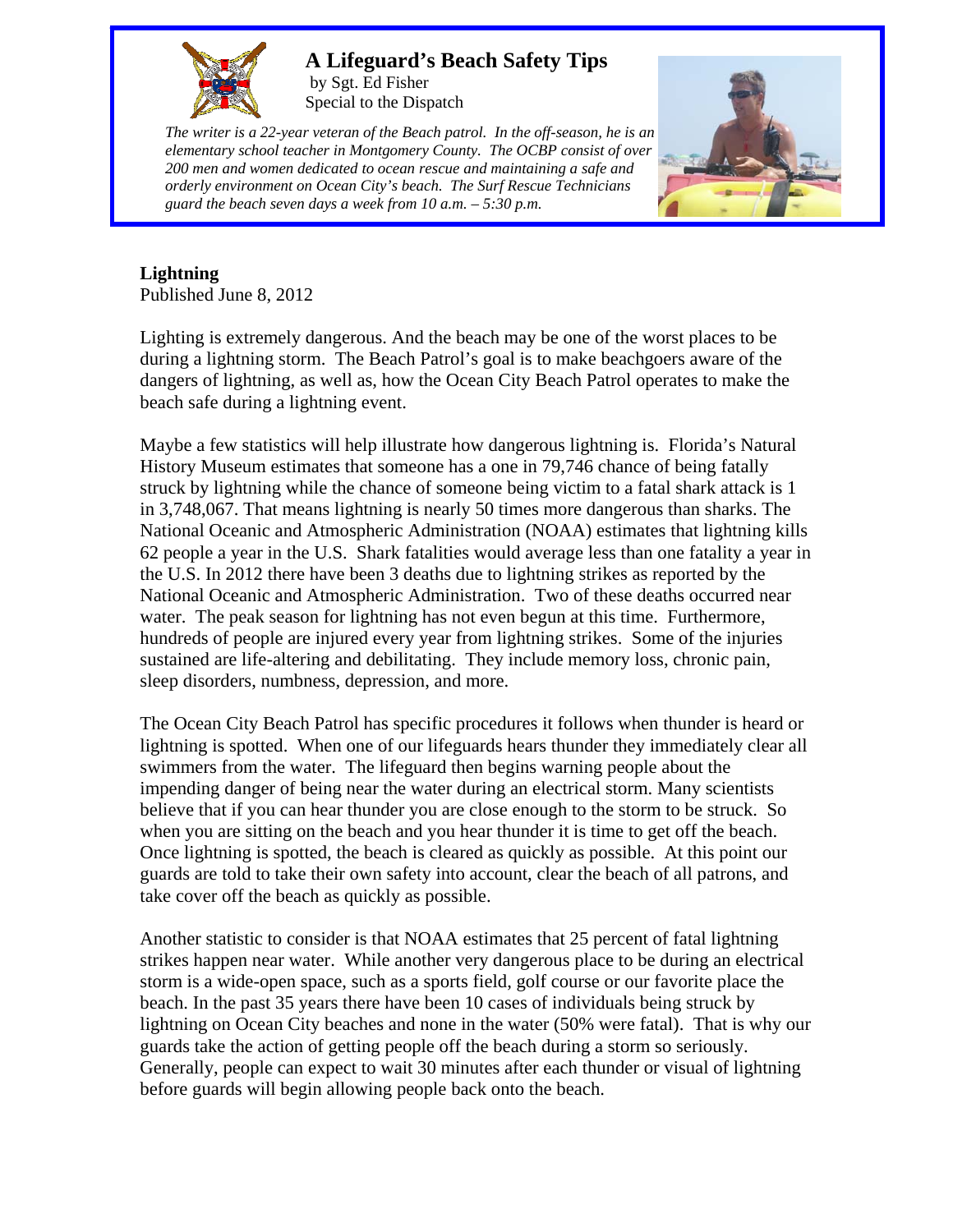# A Lifeguard's Beach Safety Tips

by Sgt. Ed Fisher
Special to the Dispatch

*The writer is a 22-year veteran of the Beach patrol. In the off-season, he is an elementary school teacher in Montgomery County. The OCBP consist of over 200 men and women dedicated to ocean rescue and maintaining a safe and orderly environment on Ocean City's beach. The Surf Rescue Technicians guard the beach seven days a week from 10 a.m. – 5:30 p.m.*

**Lightning**
Published June 8, 2012

Lighting is extremely dangerous. And the beach may be one of the worst places to be during a lightning storm. The Beach Patrol's goal is to make beachgoers aware of the dangers of lightning, as well as, how the Ocean City Beach Patrol operates to make the beach safe during a lightning event.

Maybe a few statistics will help illustrate how dangerous lightning is. Florida's Natural History Museum estimates that someone has a one in 79,746 chance of being fatally struck by lightning while the chance of someone being victim to a fatal shark attack is 1 in 3,748,067. That means lightning is nearly 50 times more dangerous than sharks. The National Oceanic and Atmospheric Administration (NOAA) estimates that lightning kills 62 people a year in the U.S. Shark fatalities would average less than one fatality a year in the U.S. In 2012 there have been 3 deaths due to lightning strikes as reported by the National Oceanic and Atmospheric Administration. Two of these deaths occurred near water. The peak season for lightning has not even begun at this time. Furthermore, hundreds of people are injured every year from lightning strikes. Some of the injuries sustained are life-altering and debilitating. They include memory loss, chronic pain, sleep disorders, numbness, depression, and more.

The Ocean City Beach Patrol has specific procedures it follows when thunder is heard or lightning is spotted. When one of our lifeguards hears thunder they immediately clear all swimmers from the water. The lifeguard then begins warning people about the impending danger of being near the water during an electrical storm. Many scientists believe that if you can hear thunder you are close enough to the storm to be struck. So when you are sitting on the beach and you hear thunder it is time to get off the beach. Once lightning is spotted, the beach is cleared as quickly as possible. At this point our guards are told to take their own safety into account, clear the beach of all patrons, and take cover off the beach as quickly as possible.

Another statistic to consider is that NOAA estimates that 25 percent of fatal lightning strikes happen near water. While another very dangerous place to be during an electrical storm is a wide-open space, such as a sports field, golf course or our favorite place the beach. In the past 35 years there have been 10 cases of individuals being struck by lightning on Ocean City beaches and none in the water (50% were fatal). That is why our guards take the action of getting people off the beach during a storm so seriously. Generally, people can expect to wait 30 minutes after each thunder or visual of lightning before guards will begin allowing people back onto the beach.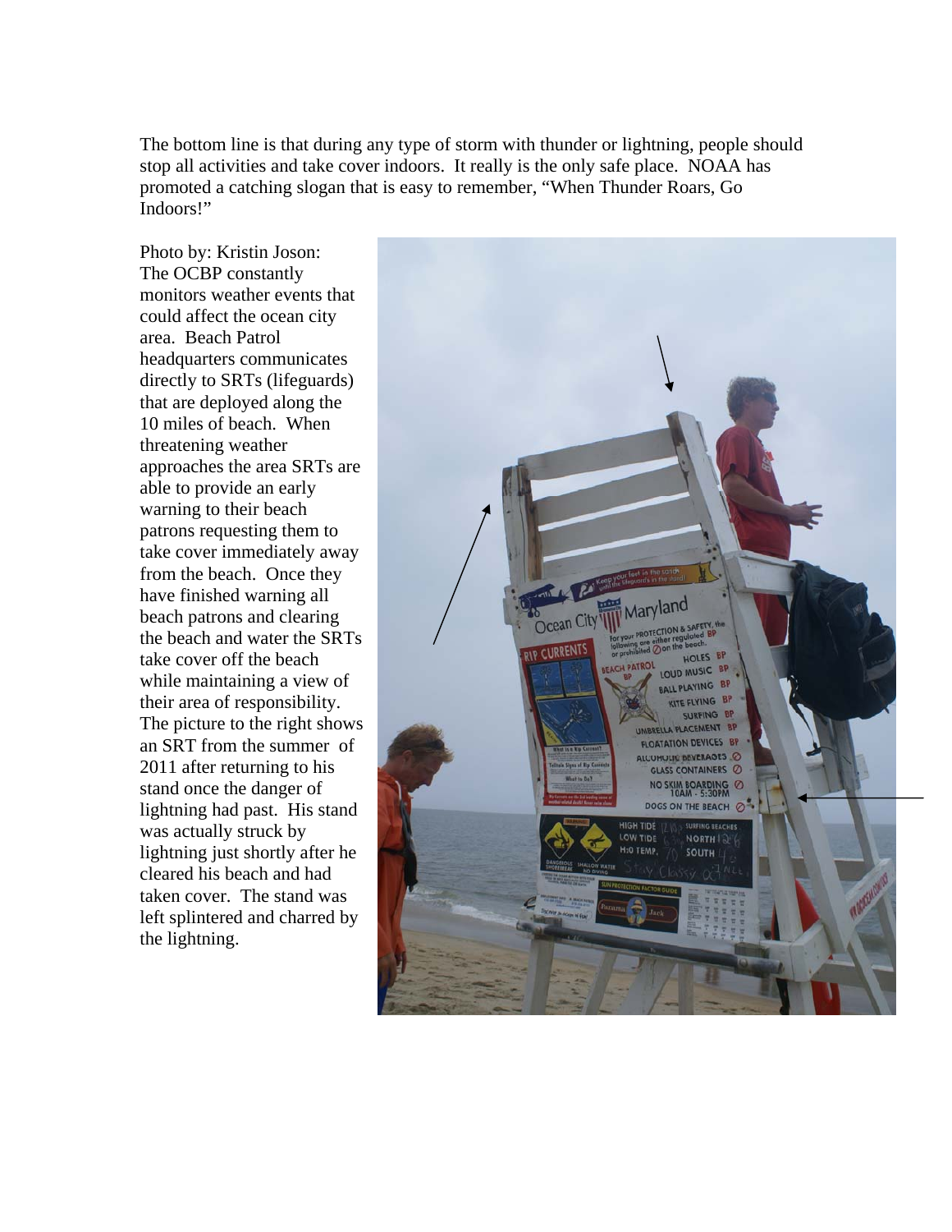The bottom line is that during any type of storm with thunder or lightning, people should stop all activities and take cover indoors. It really is the only safe place. NOAA has promoted a catching slogan that is easy to remember, "When Thunder Roars, Go Indoors!"

Photo by: Kristin Joson: The OCBP constantly monitors weather events that could affect the ocean city area. Beach Patrol headquarters communicates directly to SRTs (lifeguards) that are deployed along the 10 miles of beach. When threatening weather approaches the area SRTs are able to provide an early warning to their beach patrons requesting them to take cover immediately away from the beach. Once they have finished warning all beach patrons and clearing the beach and water the SRTs take cover off the beach while maintaining a view of their area of responsibility. The picture to the right shows an SRT from the summer of 2011 after returning to his stand once the danger of lightning had past. His stand was actually struck by lightning just shortly after he cleared his beach and had taken cover. The stand was left splintered and charred by the lightning.